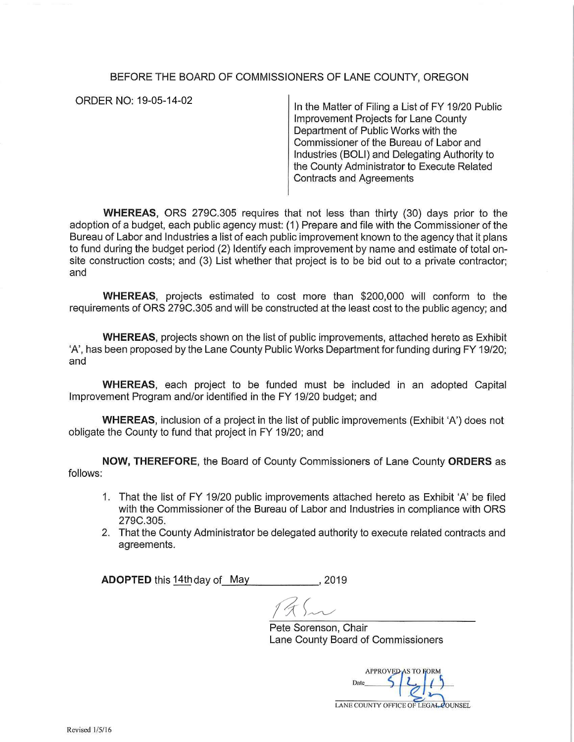BEFORE THE BOARD OF COMMISSIONERS OF LANE COUNTY, OREGON

ORDER NO: 19-05-14-02

In the Matter of Filing a List of FY 19/20 Public Improvement Projects for Lane County Department of Public Works with the Commissioner of the Bureau of Labor and Industries (BOLI) and Delegating Authority to the County Administrator to Execute Related Contracts and Agreements

**WHEREAS,** ORS 279C.305 requires that not less than thirty (30) days prior to the adoption of a budget, each public agency must: (1) Prepare and file with the Commissioner of the Bureau of Labor and Industries a list of each public improvement known to the agency that it plans to fund during the budget period (2) Identify each improvement by name and estimate of total on-site construction costs; and (3) List whether that project is to be bid out to a private contractor; and

**WHEREAS**, projects estimated to cost more than $200,000 will conform to the requirements of ORS 279C.305 and will be constructed at the least cost to the public agency; and

**WHEREAS**, projects shown on the list of public improvements, attached hereto as Exhibit 'A', has been proposed by the Lane County Public Works Department for funding during FY 19/20; and

**WHEREAS**, each project to be funded must be included in an adopted Capital Improvement Program and/or identified in the FY 19/20 budget; and

**WHEREAS**, inclusion of a project in the list of public improvements (Exhibit 'A') does not obligate the County to fund that project in FY 19/20; and

**NOW, THEREFORE**, the Board of County Commissioners of Lane County **ORDERS** as follows:

1. That the list of FY 19/20 public improvements attached hereto as Exhibit 'A' be filed with the Commissioner of the Bureau of Labor and Industries in compliance with ORS 279C.305.
2. That the County Administrator be delegated authority to execute related contracts and agreements.

**ADOPTED** this 14th day of May, 2019

Pete Sorenson, Chair
Lane County Board of Commissioners

APPROVED AS TO FORM
Date 5/2/19
LANE COUNTY OFFICE OF LEGAL COUNSEL

Revised 1/5/16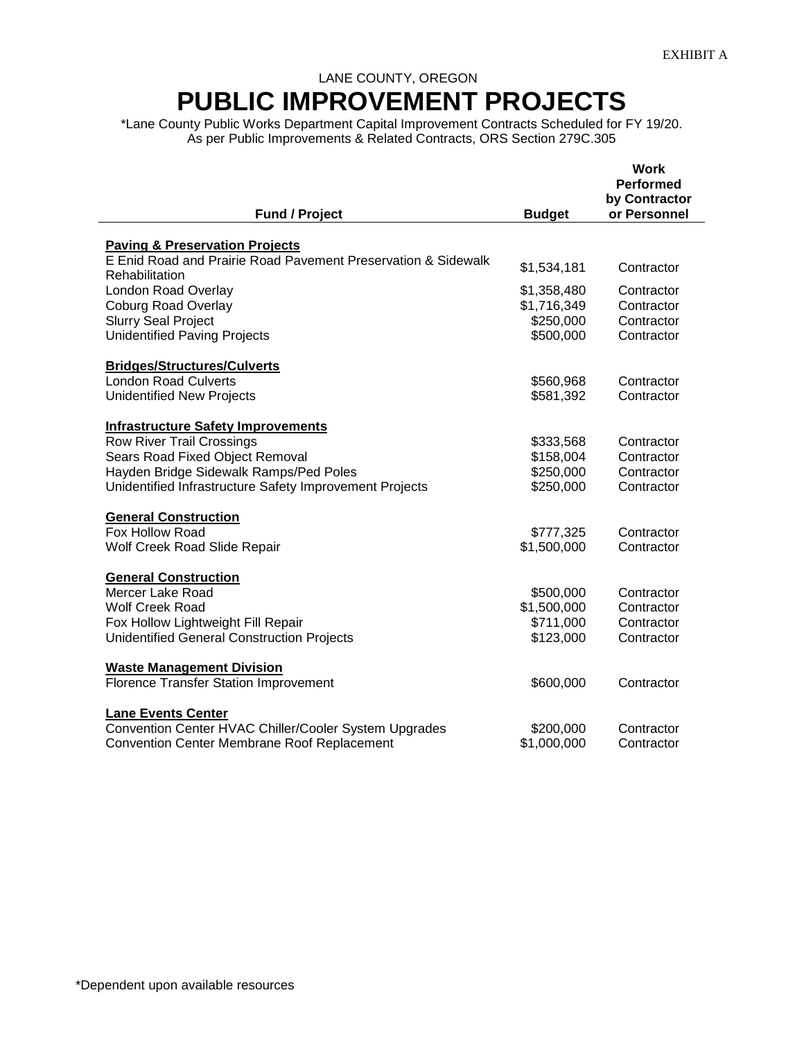EXHIBIT A

LANE COUNTY, OREGON

# PUBLIC IMPROVEMENT PROJECTS

*Lane County Public Works Department Capital Improvement Contracts Scheduled for FY 19/20.
As per Public Improvements & Related Contracts, ORS Section 279C.305

| Fund / Project | Budget | Work Performed by Contractor or Personnel |
|---|---|---|
| **Paving & Preservation Projects** | | |
| E Enid Road and Prairie Road Pavement Preservation & Sidewalk Rehabilitation | $1,534,181 | Contractor |
| London Road Overlay | $1,358,480 | Contractor |
| Coburg Road Overlay | $1,716,349 | Contractor |
| Slurry Seal Project | $250,000 | Contractor |
| Unidentified Paving Projects | $500,000 | Contractor |
| **Bridges/Structures/Culverts** | | |
| London Road Culverts | $560,968 | Contractor |
| Unidentified New Projects | $581,392 | Contractor |
| **Infrastructure Safety Improvements** | | |
| Row River Trail Crossings | $333,568 | Contractor |
| Sears Road Fixed Object Removal | $158,004 | Contractor |
| Hayden Bridge Sidewalk Ramps/Ped Poles | $250,000 | Contractor |
| Unidentified Infrastructure Safety Improvement Projects | $250,000 | Contractor |
| **General Construction** | | |
| Fox Hollow Road | $777,325 | Contractor |
| Wolf Creek Road Slide Repair | $1,500,000 | Contractor |
| **General Construction** | | |
| Mercer Lake Road | $500,000 | Contractor |
| Wolf Creek Road | $1,500,000 | Contractor |
| Fox Hollow Lightweight Fill Repair | $711,000 | Contractor |
| Unidentified General Construction Projects | $123,000 | Contractor |
| **Waste Management Division** | | |
| Florence Transfer Station Improvement | $600,000 | Contractor |
| **Lane Events Center** | | |
| Convention Center HVAC Chiller/Cooler System Upgrades | $200,000 | Contractor |
| Convention Center Membrane Roof Replacement | $1,000,000 | Contractor |

*Dependent upon available resources